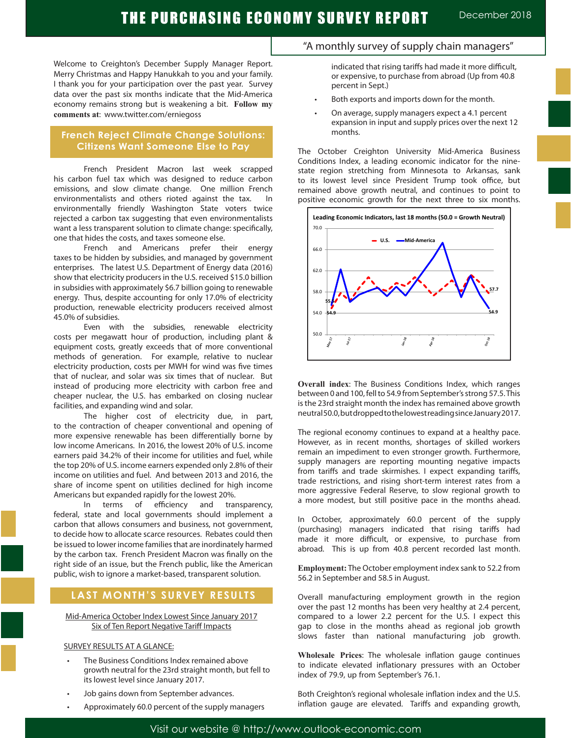# THE PURCHASING ECONOMY SURVEY REPORT

December 2018

"A monthly survey of supply chain managers"

Welcome to Creighton's December Supply Manager Report. Merry Christmas and Happy Hanukkah to you and your family. I thank you for your participation over the past year. Survey data over the past six months indicate that the Mid-America economy remains strong but is weakening a bit. **Follow my comments at**: www.twitter.com/erniegoss

## French Reject Climate Change Solutions: Citizens Want Someone Else to Pay

French President Macron last week scrapped his carbon fuel tax which was designed to reduce carbon emissions, and slow climate change. One million French environmentalists and others rioted against the tax. In environmentally friendly Washington State voters twice rejected a carbon tax suggesting that even environmentalists want a less transparent solution to climate change: specifically, one that hides the costs, and taxes someone else.

French and Americans prefer their energy taxes to be hidden by subsidies, and managed by government enterprises. The latest U.S. Department of Energy data (2016) show that electricity producers in the U.S. received $15.0 billion in subsidies with approximately $6.7 billion going to renewable energy. Thus, despite accounting for only 17.0% of electricity production, renewable electricity producers received almost 45.0% of subsidies.

Even with the subsidies, renewable electricity costs per megawatt hour of production, including plant & equipment costs, greatly exceeds that of more conventional methods of generation. For example, relative to nuclear electricity production, costs per MWH for wind was five times that of nuclear, and solar was six times that of nuclear. But instead of producing more electricity with carbon free and cheaper nuclear, the U.S. has embarked on closing nuclear facilities, and expanding wind and solar.

The higher cost of electricity due, in part, to the contraction of cheaper conventional and opening of more expensive renewable has been differentially borne by low income Americans. In 2016, the lowest 20% of U.S. income earners paid 34.2% of their income for utilities and fuel, while the top 20% of U.S. income earners expended only 2.8% of their income on utilities and fuel. And between 2013 and 2016, the share of income spent on utilities declined for high income Americans but expanded rapidly for the lowest 20%.

In terms of efficiency and transparency, federal, state and local governments should implement a carbon that allows consumers and business, not government, to decide how to allocate scarce resources. Rebates could then be issued to lower income families that are inordinately harmed by the carbon tax. French President Macron was finally on the right side of an issue, but the French public, like the American public, wish to ignore a market-based, transparent solution.

## LAST MONTH'S SURVEY RESULTS

Mid-America October Index Lowest Since January 2017
Six of Ten Report Negative Tariff Impacts

SURVEY RESULTS AT A GLANCE:

- The Business Conditions Index remained above growth neutral for the 23rd straight month, but fell to its lowest level since January 2017.
- Job gains down from September advances.
- Approximately 60.0 percent of the supply managers indicated that rising tariffs had made it more difficult, or expensive, to purchase from abroad (Up from 40.8 percent in Sept.)
- Both exports and imports down for the month.
- On average, supply managers expect a 4.1 percent expansion in input and supply prices over the next 12 months.

The October Creighton University Mid-America Business Conditions Index, a leading economic indicator for the nine-state region stretching from Minnesota to Arkansas, sank to its lowest level since President Trump took office, but remained above growth neutral, and continues to point to positive economic growth for the next three to six months.

**Leading Economic Indicators, last 18 months (50.0 = Growth Neutral)**

[Chart: U.S. and Mid-America lines, May-17 to Oct-18; U.S. ends at 57.7, Mid-America ends at 54.9]

**Overall index**: The Business Conditions Index, which ranges between 0 and 100, fell to 54.9 from September's strong 57.5. This is the 23rd straight month the index has remained above growth neutral 50.0, but dropped to the lowest reading since January 2017.

The regional economy continues to expand at a healthy pace. However, as in recent months, shortages of skilled workers remain an impediment to even stronger growth. Furthermore, supply managers are reporting mounting negative impacts from tariffs and trade skirmishes. I expect expanding tariffs, trade restrictions, and rising short-term interest rates from a more aggressive Federal Reserve, to slow regional growth to a more modest, but still positive pace in the months ahead.

In October, approximately 60.0 percent of the supply (purchasing) managers indicated that rising tariffs had made it more difficult, or expensive, to purchase from abroad. This is up from 40.8 percent recorded last month.

**Employment:** The October employment index sank to 52.2 from 56.2 in September and 58.5 in August.

Overall manufacturing employment growth in the region over the past 12 months has been very healthy at 2.4 percent, compared to a lower 2.2 percent for the U.S. I expect this gap to close in the months ahead as regional job growth slows faster than national manufacturing job growth.

**Wholesale Prices**: The wholesale inflation gauge continues to indicate elevated inflationary pressures with an October index of 79.9, up from September's 76.1.

Both Creighton's regional wholesale inflation index and the U.S. inflation gauge are elevated. Tariffs and expanding growth,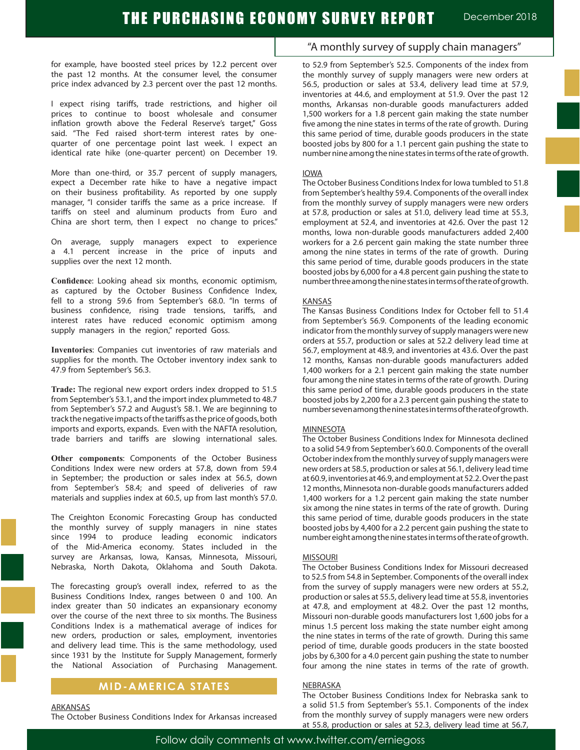for example, have boosted steel prices by 12.2 percent over the past 12 months. At the consumer level, the consumer price index advanced by 2.3 percent over the past 12 months.

I expect rising tariffs, trade restrictions, and higher oil prices to continue to boost wholesale and consumer inflation growth above the Federal Reserve's target," Goss said. "The Fed raised short-term interest rates by one-quarter of one percentage point last week. I expect an identical rate hike (one-quarter percent) on December 19.

More than one-third, or 35.7 percent of supply managers, expect a December rate hike to have a negative impact on their business profitability. As reported by one supply manager, "I consider tariffs the same as a price increase. If tariffs on steel and aluminum products from Euro and China are short term, then I expect no change to prices."

On average, supply managers expect to experience a 4.1 percent increase in the price of inputs and supplies over the next 12 month.

**Confidence**: Looking ahead six months, economic optimism, as captured by the October Business Confidence Index, fell to a strong 59.6 from September's 68.0. "In terms of business confidence, rising trade tensions, tariffs, and interest rates have reduced economic optimism among supply managers in the region," reported Goss.

**Inventories**: Companies cut inventories of raw materials and supplies for the month. The October inventory index sank to 47.9 from September's 56.3.

**Trade:** The regional new export orders index dropped to 51.5 from September's 53.1, and the import index plummeted to 48.7 from September's 57.2 and August's 58.1. We are beginning to track the negative impacts of the tariffs as the price of goods, both imports and exports, expands. Even with the NAFTA resolution, trade barriers and tariffs are slowing international sales.

**Other components**: Components of the October Business Conditions Index were new orders at 57.8, down from 59.4 in September; the production or sales index at 56.5, down from September's 58.4; and speed of deliveries of raw materials and supplies index at 60.5, up from last month's 57.0.

The Creighton Economic Forecasting Group has conducted the monthly survey of supply managers in nine states since 1994 to produce leading economic indicators of the Mid-America economy. States included in the survey are Arkansas, Iowa, Kansas, Minnesota, Missouri, Nebraska, North Dakota, Oklahoma and South Dakota.

The forecasting group's overall index, referred to as the Business Conditions Index, ranges between 0 and 100. An index greater than 50 indicates an expansionary economy over the course of the next three to six months. The Business Conditions Index is a mathematical average of indices for new orders, production or sales, employment, inventories and delivery lead time. This is the same methodology, used since 1931 by the Institute for Supply Management, formerly the National Association of Purchasing Management.

## MID-AMERICA STATES

### ARKANSAS

The October Business Conditions Index for Arkansas increased to 52.9 from September's 52.5. Components of the index from the monthly survey of supply managers were new orders at 56.5, production or sales at 53.4, delivery lead time at 57.9, inventories at 44.6, and employment at 51.9. Over the past 12 months, Arkansas non-durable goods manufacturers added 1,500 workers for a 1.8 percent gain making the state number five among the nine states in terms of the rate of growth. During this same period of time, durable goods producers in the state boosted jobs by 800 for a 1.1 percent gain pushing the state to number nine among the nine states in terms of the rate of growth.

### IOWA

The October Business Conditions Index for Iowa tumbled to 51.8 from September's healthy 59.4. Components of the overall index from the monthly survey of supply managers were new orders at 57.8, production or sales at 51.0, delivery lead time at 55.3, employment at 52.4, and inventories at 42.6. Over the past 12 months, Iowa non-durable goods manufacturers added 2,400 workers for a 2.6 percent gain making the state number three among the nine states in terms of the rate of growth. During this same period of time, durable goods producers in the state boosted jobs by 6,000 for a 4.8 percent gain pushing the state to number three among the nine states in terms of the rate of growth.

### KANSAS

The Kansas Business Conditions Index for October fell to 51.4 from September's 56.9. Components of the leading economic indicator from the monthly survey of supply managers were new orders at 55.7, production or sales at 52.2 delivery lead time at 56.7, employment at 48.9, and inventories at 43.6. Over the past 12 months, Kansas non-durable goods manufacturers added 1,400 workers for a 2.1 percent gain making the state number four among the nine states in terms of the rate of growth. During this same period of time, durable goods producers in the state boosted jobs by 2,200 for a 2.3 percent gain pushing the state to number seven among the nine states in terms of the rate of growth.

### MINNESOTA

The October Business Conditions Index for Minnesota declined to a solid 54.9 from September's 60.0. Components of the overall October index from the monthly survey of supply managers were new orders at 58.5, production or sales at 56.1, delivery lead time at 60.9, inventories at 46.9, and employment at 52.2. Over the past 12 months, Minnesota non-durable goods manufacturers added 1,400 workers for a 1.2 percent gain making the state number six among the nine states in terms of the rate of growth. During this same period of time, durable goods producers in the state boosted jobs by 4,400 for a 2.2 percent gain pushing the state to number eight among the nine states in terms of the rate of growth.

### MISSOURI

The October Business Conditions Index for Missouri decreased to 52.5 from 54.8 in September. Components of the overall index from the survey of supply managers were new orders at 55.2, production or sales at 55.5, delivery lead time at 55.8, inventories at 47.8, and employment at 48.2. Over the past 12 months, Missouri non-durable goods manufacturers lost 1,600 jobs for a minus 1.5 percent loss making the state number eight among the nine states in terms of the rate of growth. During this same period of time, durable goods producers in the state boosted jobs by 6,300 for a 4.0 percent gain pushing the state to number four among the nine states in terms of the rate of growth.

### NEBRASKA

The October Business Conditions Index for Nebraska sank to a solid 51.5 from September's 55.1. Components of the index from the monthly survey of supply managers were new orders at 55.8, production or sales at 52.3, delivery lead time at 56.7,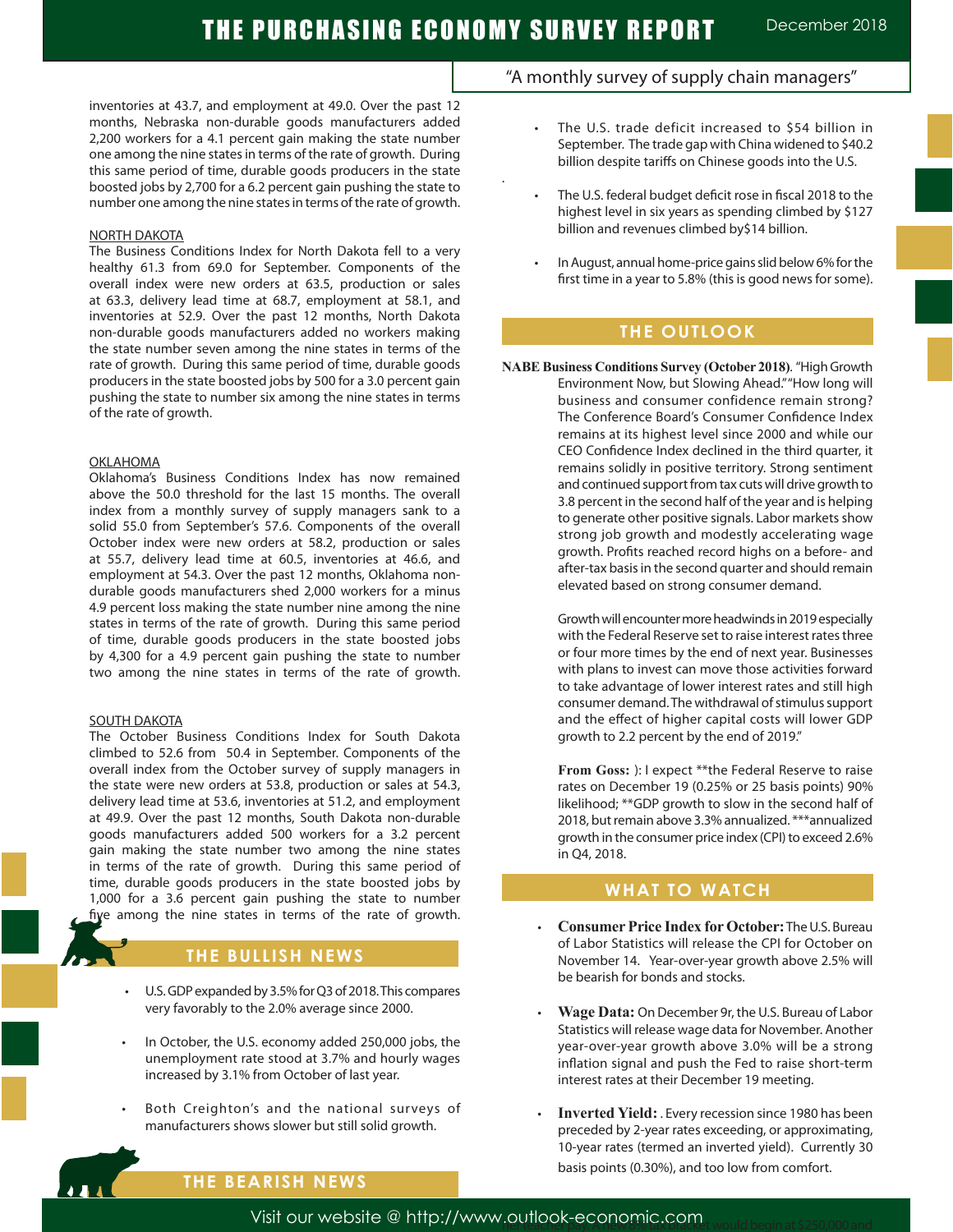inventories at 43.7, and employment at 49.0. Over the past 12 months, Nebraska non-durable goods manufacturers added 2,200 workers for a 4.1 percent gain making the state number one among the nine states in terms of the rate of growth. During this same period of time, durable goods producers in the state boosted jobs by 2,700 for a 6.2 percent gain pushing the state to number one among the nine states in terms of the rate of growth.

NORTH DAKOTA
The Business Conditions Index for North Dakota fell to a very healthy 61.3 from 69.0 for September. Components of the overall index were new orders at 63.5, production or sales at 63.3, delivery lead time at 68.7, employment at 58.1, and inventories at 52.9. Over the past 12 months, North Dakota non-durable goods manufacturers added no workers making the state number seven among the nine states in terms of the rate of growth. During this same period of time, durable goods producers in the state boosted jobs by 500 for a 3.0 percent gain pushing the state to number six among the nine states in terms of the rate of growth.

OKLAHOMA
Oklahoma's Business Conditions Index has now remained above the 50.0 threshold for the last 15 months. The overall index from a monthly survey of supply managers sank to a solid 55.0 from September's 57.6. Components of the overall October index were new orders at 58.2, production or sales at 55.7, delivery lead time at 60.5, inventories at 46.6, and employment at 54.3. Over the past 12 months, Oklahoma non-durable goods manufacturers shed 2,000 workers for a minus 4.9 percent loss making the state number nine among the nine states in terms of the rate of growth. During this same period of time, durable goods producers in the state boosted jobs by 4,300 for a 4.9 percent gain pushing the state to number two among the nine states in terms of the rate of growth.

SOUTH DAKOTA
The October Business Conditions Index for South Dakota climbed to 52.6 from 50.4 in September. Components of the overall index from the October survey of supply managers in the state were new orders at 53.8, production or sales at 54.3, delivery lead time at 53.6, inventories at 51.2, and employment at 49.9. Over the past 12 months, South Dakota non-durable goods manufacturers added 500 workers for a 3.2 percent gain making the state number two among the nine states in terms of the rate of growth. During this same period of time, durable goods producers in the state boosted jobs by 1,000 for a 3.6 percent gain pushing the state to number five among the nine states in terms of the rate of growth.

## THE BULLISH NEWS

- U.S. GDP expanded by 3.5% for Q3 of 2018. This compares very favorably to the 2.0% average since 2000.
- In October, the U.S. economy added 250,000 jobs, the unemployment rate stood at 3.7% and hourly wages increased by 3.1% from October of last year.
- Both Creighton's and the national surveys of manufacturers shows slower but still solid growth.

## THE BEARISH NEWS

- The U.S. trade deficit increased to $54 billion in September. The trade gap with China widened to $40.2 billion despite tariffs on Chinese goods into the U.S.
- The U.S. federal budget deficit rose in fiscal 2018 to the highest level in six years as spending climbed by $127 billion and revenues climbed by$14 billion.
- In August, annual home-price gains slid below 6% for the first time in a year to 5.8% (this is good news for some).

## THE OUTLOOK

**NABE Business Conditions Survey (October 2018)**. "High Growth Environment Now, but Slowing Ahead." "How long will business and consumer confidence remain strong? The Conference Board's Consumer Confidence Index remains at its highest level since 2000 and while our CEO Confidence Index declined in the third quarter, it remains solidly in positive territory. Strong sentiment and continued support from tax cuts will drive growth to 3.8 percent in the second half of the year and is helping to generate other positive signals. Labor markets show strong job growth and modestly accelerating wage growth. Profits reached record highs on a before- and after-tax basis in the second quarter and should remain elevated based on strong consumer demand.

Growth will encounter more headwinds in 2019 especially with the Federal Reserve set to raise interest rates three or four more times by the end of next year. Businesses with plans to invest can move those activities forward to take advantage of lower interest rates and still high consumer demand. The withdrawal of stimulus support and the effect of higher capital costs will lower GDP growth to 2.2 percent by the end of 2019."

**From Goss:** ): I expect **the Federal Reserve to raise rates on December 19 (0.25% or 25 basis points) 90% likelihood; **GDP growth to slow in the second half of 2018, but remain above 3.3% annualized. ***annualized growth in the consumer price index (CPI) to exceed 2.6% in Q4, 2018.

## WHAT TO WATCH

- **Consumer Price Index for October:** The U.S. Bureau of Labor Statistics will release the CPI for October on November 14. Year-over-year growth above 2.5% will be bearish for bonds and stocks.
- **Wage Data:** On December 9r, the U.S. Bureau of Labor Statistics will release wage data for November. Another year-over-year growth above 3.0% will be a strong inflation signal and push the Fed to raise short-term interest rates at their December 19 meeting.
- **Inverted Yield:** . Every recession since 1980 has been preceded by 2-year rates exceeding, or approximating, 10-year rates (termed an inverted yield). Currently 30 basis points (0.30%), and too low from comfort.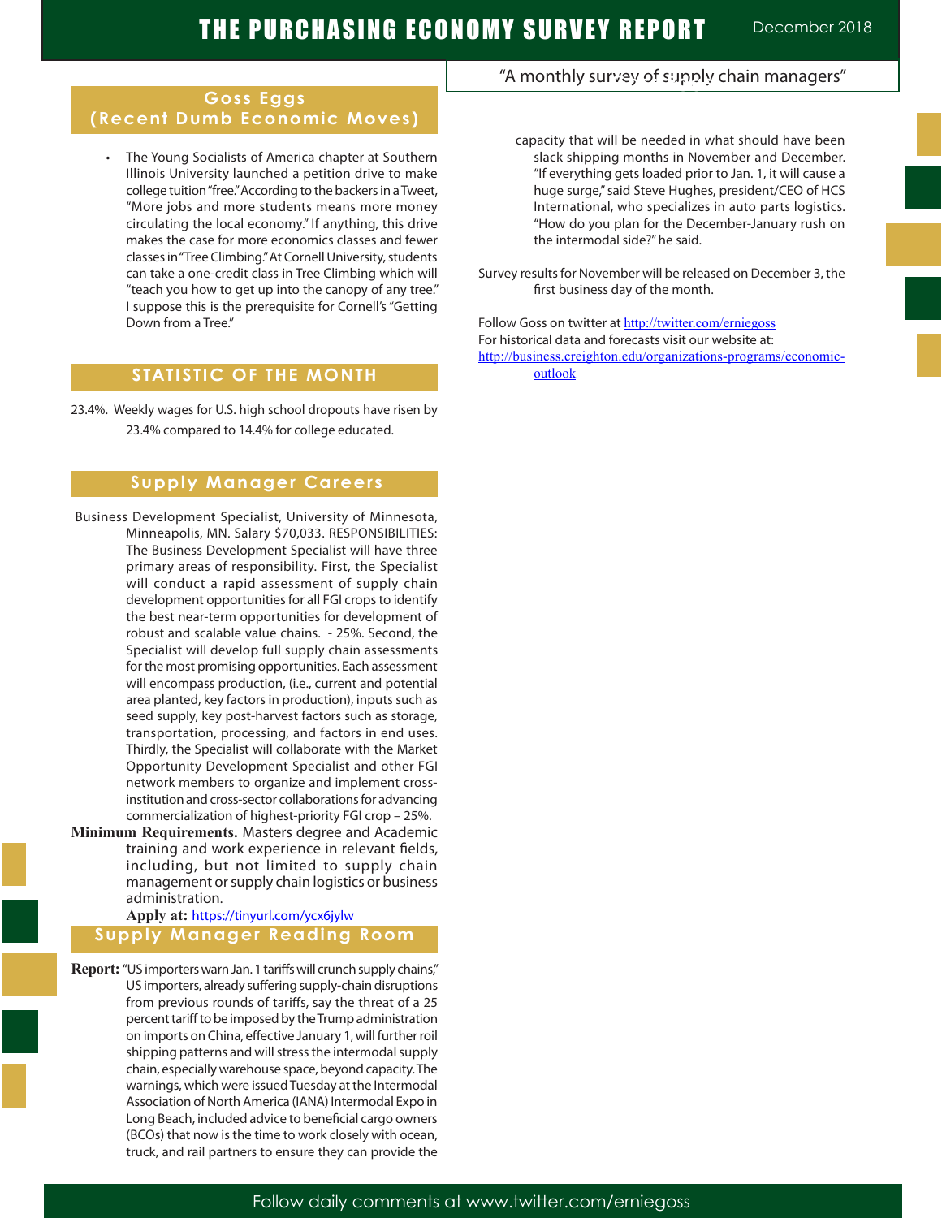## Goss Eggs (Recent Dumb Economic Moves)

- The Young Socialists of America chapter at Southern Illinois University launched a petition drive to make college tuition "free." According to the backers in a Tweet, "More jobs and more students means more money circulating the local economy." If anything, this drive makes the case for more economics classes and fewer classes in "Tree Climbing." At Cornell University, students can take a one-credit class in Tree Climbing which will "teach you how to get up into the canopy of any tree." I suppose this is the prerequisite for Cornell's "Getting Down from a Tree."

## STATISTIC OF THE MONTH

23.4%. Weekly wages for U.S. high school dropouts have risen by 23.4% compared to 14.4% for college educated.

## Supply Manager Careers

Business Development Specialist, University of Minnesota, Minneapolis, MN. Salary $70,033. RESPONSIBILITIES: The Business Development Specialist will have three primary areas of responsibility. First, the Specialist will conduct a rapid assessment of supply chain development opportunities for all FGI crops to identify the best near-term opportunities for development of robust and scalable value chains. - 25%. Second, the Specialist will develop full supply chain assessments for the most promising opportunities. Each assessment will encompass production, (i.e., current and potential area planted, key factors in production), inputs such as seed supply, key post-harvest factors such as storage, transportation, processing, and factors in end uses. Thirdly, the Specialist will collaborate with the Market Opportunity Development Specialist and other FGI network members to organize and implement cross-institution and cross-sector collaborations for advancing commercialization of highest-priority FGI crop – 25%.

**Minimum Requirements.** Masters degree and Academic training and work experience in relevant fields, including, but not limited to supply chain management or supply chain logistics or business administration.

**Apply at:** https://tinyurl.com/ycx6jylw

## Supply Manager Reading Room

**Report:** "US importers warn Jan. 1 tariffs will crunch supply chains," US importers, already suffering supply-chain disruptions from previous rounds of tariffs, say the threat of a 25 percent tariff to be imposed by the Trump administration on imports on China, effective January 1, will further roil shipping patterns and will stress the intermodal supply chain, especially warehouse space, beyond capacity. The warnings, which were issued Tuesday at the Intermodal Association of North America (IANA) Intermodal Expo in Long Beach, included advice to beneficial cargo owners (BCOs) that now is the time to work closely with ocean, truck, and rail partners to ensure they can provide the capacity that will be needed in what should have been slack shipping months in November and December. "If everything gets loaded prior to Jan. 1, it will cause a huge surge," said Steve Hughes, president/CEO of HCS International, who specializes in auto parts logistics. "How do you plan for the December-January rush on the intermodal side?" he said.

Survey results for November will be released on December 3, the first business day of the month.

Follow Goss on twitter at http://twitter.com/erniegoss

For historical data and forecasts visit our website at: http://business.creighton.edu/organizations-programs/economic-outlook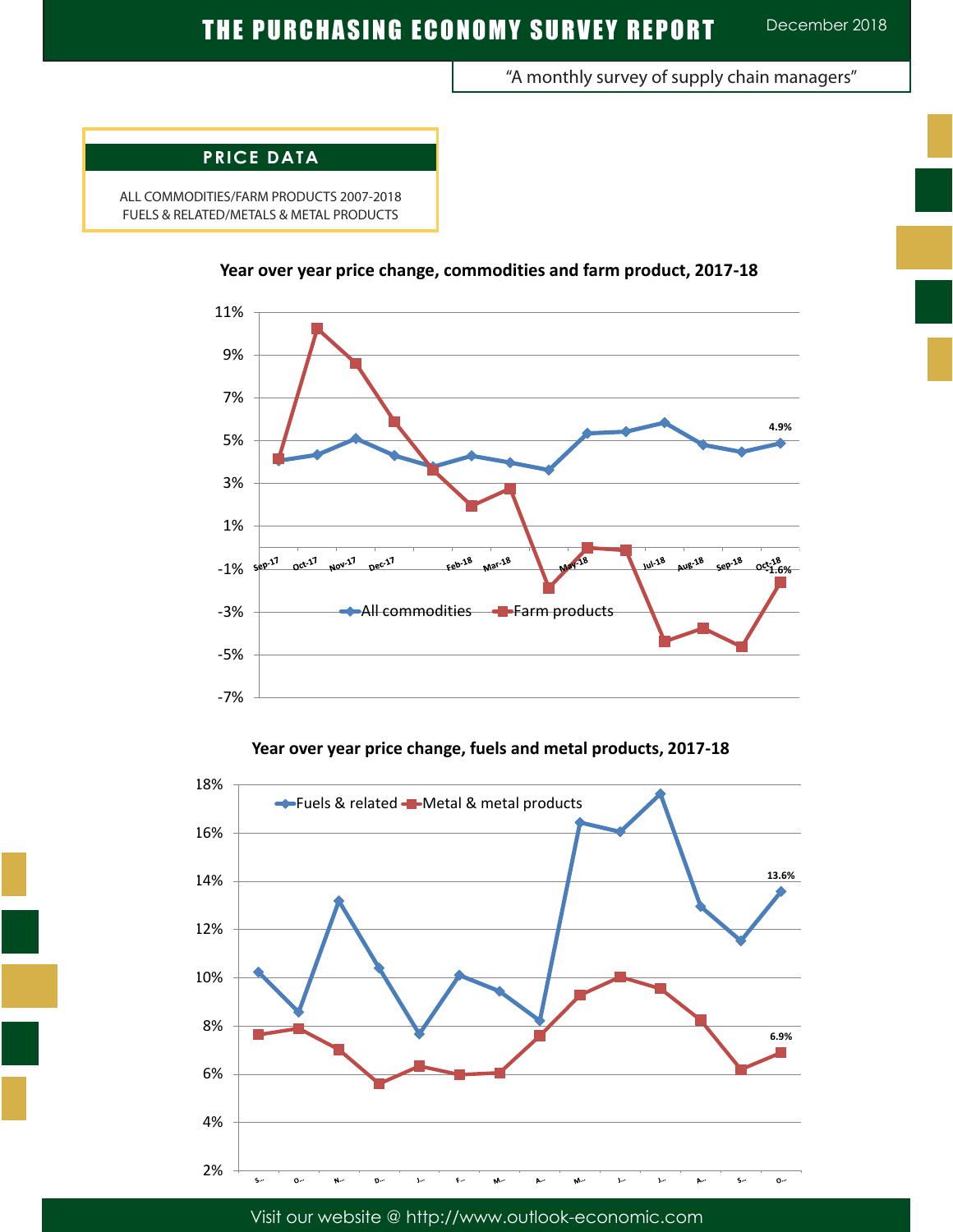# THE PURCHASING ECONOMY SURVEY REPORT

December 2018

"A monthly survey of supply chain managers"

## PRICE DATA

ALL COMMODITIES/FARM PRODUCTS 2007-2018
FUELS & RELATED/METALS & METAL PRODUCTS

**Year over year price change, commodities and farm product, 2017-18**

11%
9%
7%
5%
3%
1%
-1%
-3%
-5%
-7%

Sep-17, Oct-17, Nov-17, Dec-17, Feb-18, Mar-18, May-18, Jul-18, Aug-18, Sep-18, Oct-18

4.9%
-1.6%

All commodities
Farm products

**Year over year price change, fuels and metal products, 2017-18**

18%
16%
14%
12%
10%
8%
6%
4%
2%

S... O... N... D... J... F... M... A... M... J... J... A... S... O...

13.6%
6.9%

Fuels & related
Metal & metal products

Visit our website @ http://www.outlook-economic.com